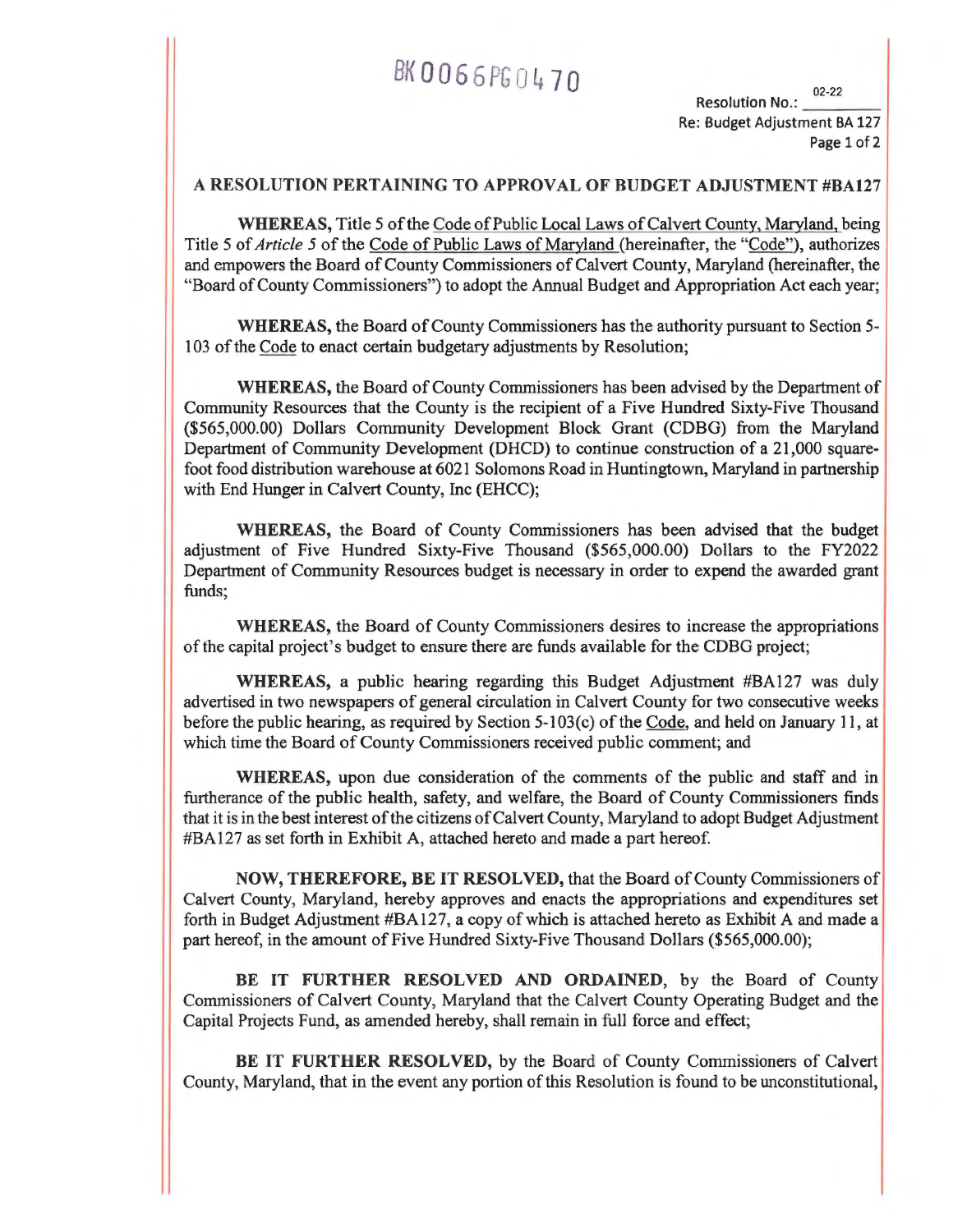BK0066PG0470

Resolution No.: 02-22
Re: Budget Adjustment BA 127

## A RESOLUTION PERTAINING TO APPROVAL OF BUDGET ADJUSTMENT #BA127

**WHEREAS,** Title 5 of the Code of Public Local Laws of Calvert County, Maryland, being Title 5 of *Article 5* of the Code of Public Laws of Maryland (hereinafter, the "Code"), authorizes and empowers the Board of County Commissioners of Calvert County, Maryland (hereinafter, the "Board of County Commissioners") to adopt the Annual Budget and Appropriation Act each year;

**WHEREAS,** the Board of County Commissioners has the authority pursuant to Section 5-103 of the Code to enact certain budgetary adjustments by Resolution;

**WHEREAS,** the Board of County Commissioners has been advised by the Department of Community Resources that the County is the recipient of a Five Hundred Sixty-Five Thousand ($565,000.00) Dollars Community Development Block Grant (CDBG) from the Maryland Department of Community Development (DHCD) to continue construction of a 21,000 square-foot food distribution warehouse at 6021 Solomons Road in Huntingtown, Maryland in partnership with End Hunger in Calvert County, Inc (EHCC);

**WHEREAS,** the Board of County Commissioners has been advised that the budget adjustment of Five Hundred Sixty-Five Thousand ($565,000.00) Dollars to the FY2022 Department of Community Resources budget is necessary in order to expend the awarded grant funds;

**WHEREAS,** the Board of County Commissioners desires to increase the appropriations of the capital project's budget to ensure there are funds available for the CDBG project;

**WHEREAS,** a public hearing regarding this Budget Adjustment #BA127 was duly advertised in two newspapers of general circulation in Calvert County for two consecutive weeks before the public hearing, as required by Section 5-103(c) of the Code, and held on January 11, at which time the Board of County Commissioners received public comment; and

**WHEREAS,** upon due consideration of the comments of the public and staff and in furtherance of the public health, safety, and welfare, the Board of County Commissioners finds that it is in the best interest of the citizens of Calvert County, Maryland to adopt Budget Adjustment #BA127 as set forth in Exhibit A, attached hereto and made a part hereof.

**NOW, THEREFORE, BE IT RESOLVED,** that the Board of County Commissioners of Calvert County, Maryland, hereby approves and enacts the appropriations and expenditures set forth in Budget Adjustment #BA127, a copy of which is attached hereto as Exhibit A and made a part hereof, in the amount of Five Hundred Sixty-Five Thousand Dollars ($565,000.00);

**BE IT FURTHER RESOLVED AND ORDAINED,** by the Board of County Commissioners of Calvert County, Maryland that the Calvert County Operating Budget and the Capital Projects Fund, as amended hereby, shall remain in full force and effect;

**BE IT FURTHER RESOLVED,** by the Board of County Commissioners of Calvert County, Maryland, that in the event any portion of this Resolution is found to be unconstitutional,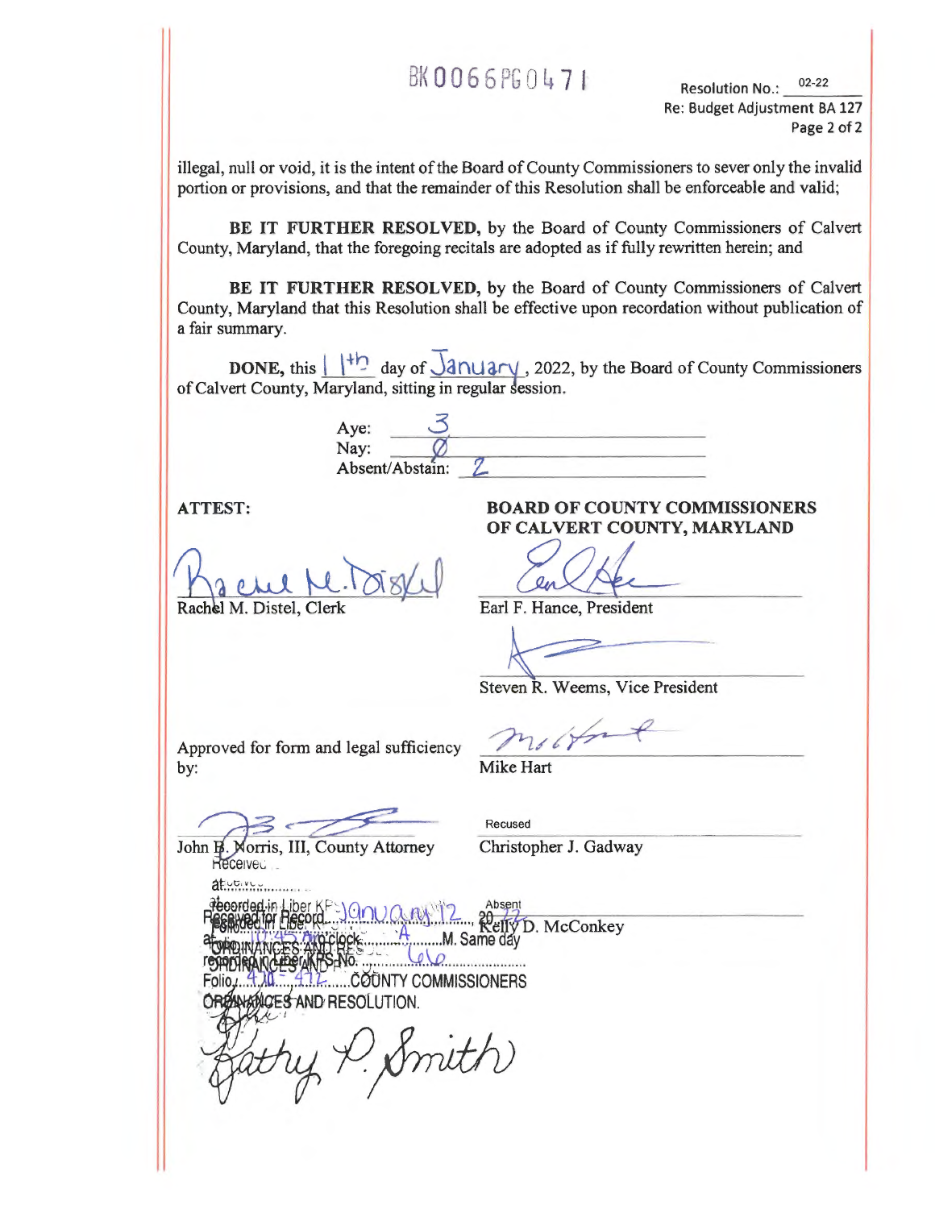BK0066PG0471

Resolution No.: 02-22
Re: Budget Adjustment BA 127

illegal, null or void, it is the intent of the Board of County Commissioners to sever only the invalid portion or provisions, and that the remainder of this Resolution shall be enforceable and valid;

**BE IT FURTHER RESOLVED,** by the Board of County Commissioners of Calvert County, Maryland, that the foregoing recitals are adopted as if fully rewritten herein; and

**BE IT FURTHER RESOLVED,** by the Board of County Commissioners of Calvert County, Maryland that this Resolution shall be effective upon recordation without publication of a fair summary.

**DONE,** this 11th day of January, 2022, by the Board of County Commissioners of Calvert County, Maryland, sitting in regular session.

Aye: 3
Nay: 0
Absent/Abstain: 2

**ATTEST:**

Rachel M. Distel, Clerk

**BOARD OF COUNTY COMMISSIONERS OF CALVERT COUNTY, MARYLAND**

Earl F. Hance, President

Steven R. Weems, Vice President

Approved for form and legal sufficiency by:

Mike Hart

John B. Norris, III, County Attorney

Recused
Christopher J. Gadway

Absent
Kelly D. McConkey

Received for Record January 12, 2022 at 10:45 o'clock A.M. Same day recorded in Liber KPS No. 66 Folio 470 - 472 COUNTY COMMISSIONERS ORDINANCES AND RESOLUTION.

Kathy P. Smith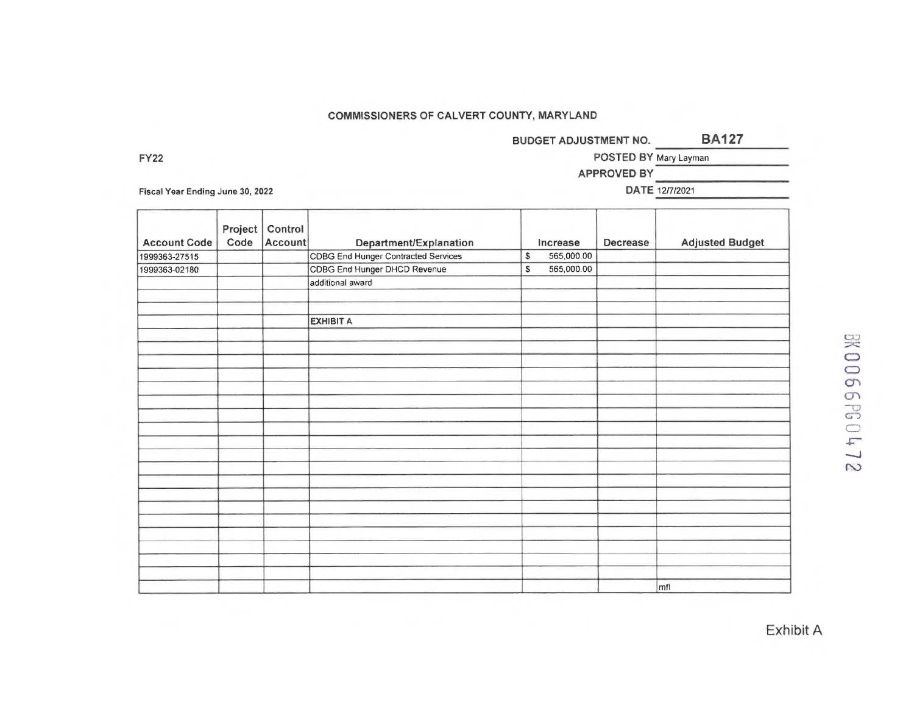**COMMISSIONERS OF CALVERT COUNTY, MARYLAND**

BUDGET ADJUSTMENT NO. **BA127**

FY22

POSTED BY Mary Layman

APPROVED BY

Fiscal Year Ending June 30, 2022

DATE 12/7/2021

| Account Code | Project Code | Control Account | Department/Explanation | Increase | Decrease | Adjusted Budget |
|---|---|---|---|---|---|---|
| 1999363-27515 | | | CDBG End Hunger Contracted Services | $ 565,000.00 | | |
| 1999363-02180 | | | CDBG End Hunger DHCD Revenue | $ 565,000.00 | | |
| | | | additional award | | | |
| | | | | | | |
| | | | | | | |
| | | | EXHIBIT A | | | |
| | | | | | | mfl |

BK0066PG0472

Exhibit A